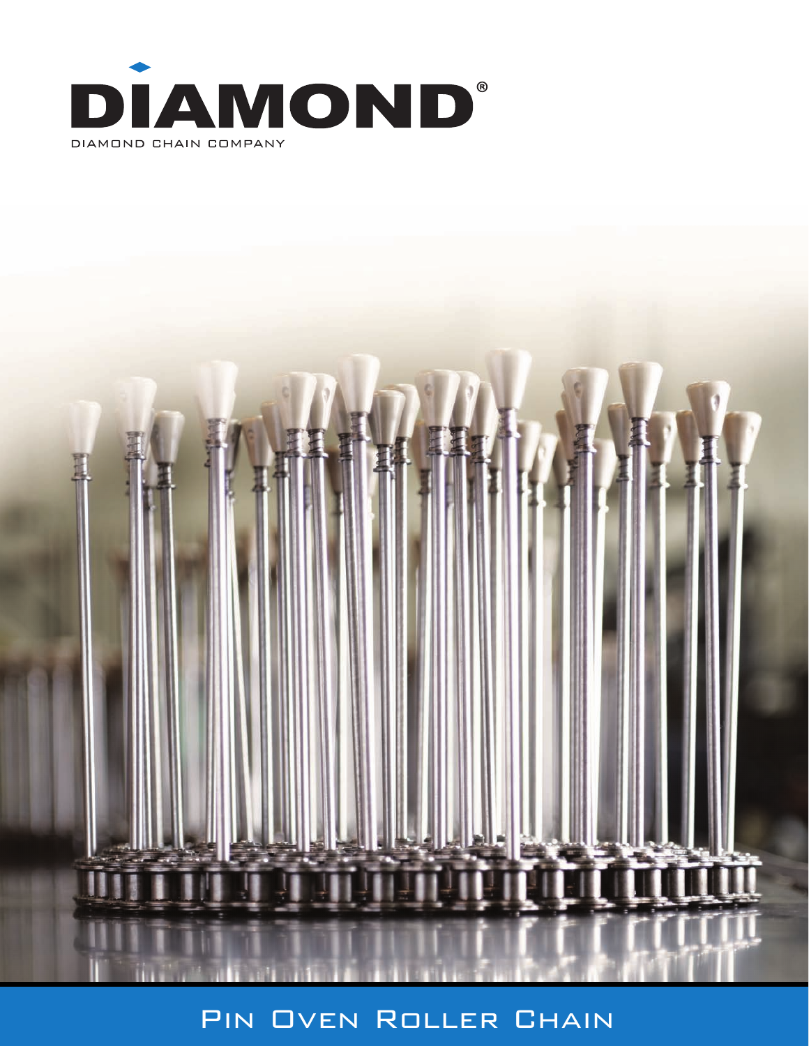# DIAMOND®

DIAMOND CHAIN COMPANY

## Pin Oven Roller Chain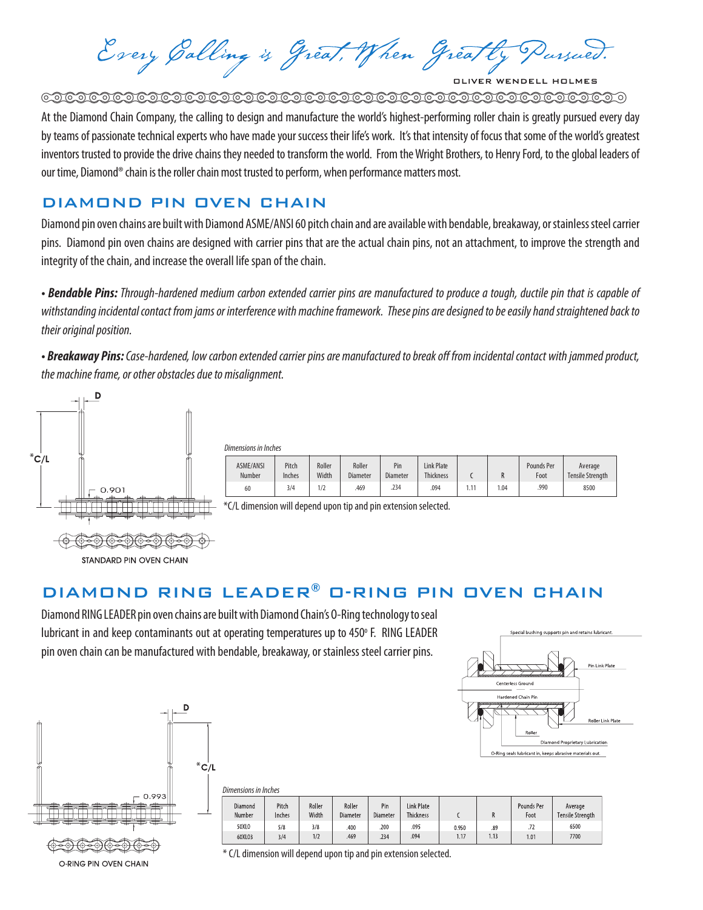*Every Calling is Great, When Greatly Pursued.*

OLIVER WENDELL HOLMES

At the Diamond Chain Company, the calling to design and manufacture the world's highest-performing roller chain is greatly pursued every day by teams of passionate technical experts who have made your success their life's work. It's that intensity of focus that some of the world's greatest inventors trusted to provide the drive chains they needed to transform the world. From the Wright Brothers, to Henry Ford, to the global leaders of our time, Diamond® chain is the roller chain most trusted to perform, when performance matters most.

## DIAMOND PIN OVEN CHAIN

Diamond pin oven chains are built with Diamond ASME/ANSI 60 pitch chain and are available with bendable, breakaway, or stainless steel carrier pins. Diamond pin oven chains are designed with carrier pins that are the actual chain pins, not an attachment, to improve the strength and integrity of the chain, and increase the overall life span of the chain.

• ***Bendable Pins:*** *Through-hardened medium carbon extended carrier pins are manufactured to produce a tough, ductile pin that is capable of withstanding incidental contact from jams or interference with machine framework. These pins are designed to be easily hand straightened back to their original position.*

• ***Breakaway Pins:*** *Case-hardened, low carbon extended carrier pins are manufactured to break off from incidental contact with jammed product, the machine frame, or other obstacles due to misalignment.*

D

*C/L

0.901

STANDARD PIN OVEN CHAIN

*Dimensions in Inches*

| ASME/ANSI Number | Pitch Inches | Roller Width | Roller Diameter | Pin Diameter | Link Plate Thickness | C | R | Pounds Per Foot | Average Tensile Strength |
|---|---|---|---|---|---|---|---|---|---|
| 60 | 3/4 | 1/2 | .469 | .234 | .094 | 1.11 | 1.04 | .990 | 8500 |

*C/L dimension will depend upon tip and pin extension selected.

## DIAMOND RING LEADER® O-RING PIN OVEN CHAIN

Diamond RING LEADER pin oven chains are built with Diamond Chain's O-Ring technology to seal lubricant in and keep contaminants out at operating temperatures up to 450° F. RING LEADER pin oven chain can be manufactured with bendable, breakaway, or stainless steel carrier pins.

Special bushing supports pin and retains lubricant.

Pin Link Plate

Centerless Ground

Hardened Chain Pin

Roller Link Plate

Roller

Diamond Proprietary Lubrication

O-Ring seals lubricant in, keeps abrasive materials out.

D

*C/L

0.993

O-RING PIN OVEN CHAIN

*Dimensions in Inches*

| Diamond Number | Pitch Inches | Roller Width | Roller Diameter | Pin Diameter | Link Plate Thickness | C | R | Pounds Per Foot | Average Tensile Strength |
|---|---|---|---|---|---|---|---|---|---|
| 50XLO | 5/8 | 3/8 | .400 | .200 | .095 | 0.950 | .89 | .72 | 6500 |
| 60XLO3 | 3/4 | 1/2 | .469 | .234 | .094 | 1.17 | 1.13 | 1.01 | 7700 |

* C/L dimension will depend upon tip and pin extension selected.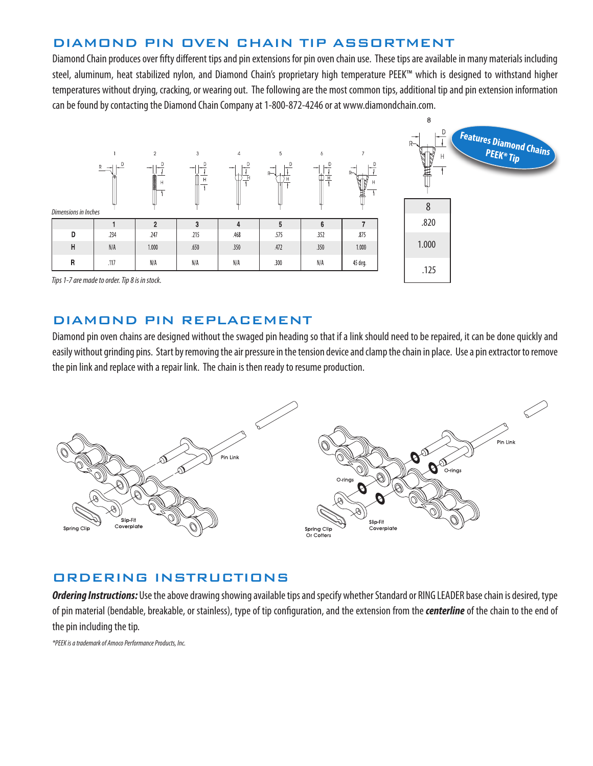## DIAMOND PIN OVEN CHAIN TIP ASSORTMENT

Diamond Chain produces over fifty different tips and pin extensions for pin oven chain use. These tips are available in many materials including steel, aluminum, heat stabilized nylon, and Diamond Chain's proprietary high temperature PEEK™ which is designed to withstand higher temperatures without drying, cracking, or wearing out. The following are the most common tips, additional tip and pin extension information can be found by contacting the Diamond Chain Company at 1-800-872-4246 or at www.diamondchain.com.

**Features Diamond Chains PEEK* Tip**

*Dimensions in Inches*

| | 1 | 2 | 3 | 4 | 5 | 6 | 7 | 8 |
|---|---|---|---|---|---|---|---|---|
| D | .234 | .247 | .215 | .468 | .575 | .352 | .875 | .820 |
| H | N/A | 1.000 | .650 | .350 | .472 | .350 | 1.000 | 1.000 |
| R | .117 | N/A | N/A | N/A | .300 | N/A | 45 deg. | .125 |

*Tips 1-7 are made to order. Tip 8 is in stock.*

## DIAMOND PIN REPLACEMENT

Diamond pin oven chains are designed without the swaged pin heading so that if a link should need to be repaired, it can be done quickly and easily without grinding pins. Start by removing the air pressure in the tension device and clamp the chain in place. Use a pin extractor to remove the pin link and replace with a repair link. The chain is then ready to resume production.

## ORDERING INSTRUCTIONS

***Ordering Instructions:*** Use the above drawing showing available tips and specify whether Standard or RING LEADER base chain is desired, type of pin material (bendable, breakable, or stainless), type of tip configuration, and the extension from the ***centerline*** of the chain to the end of the pin including the tip.

*\*PEEK is a trademark of Amoco Performance Products, Inc.*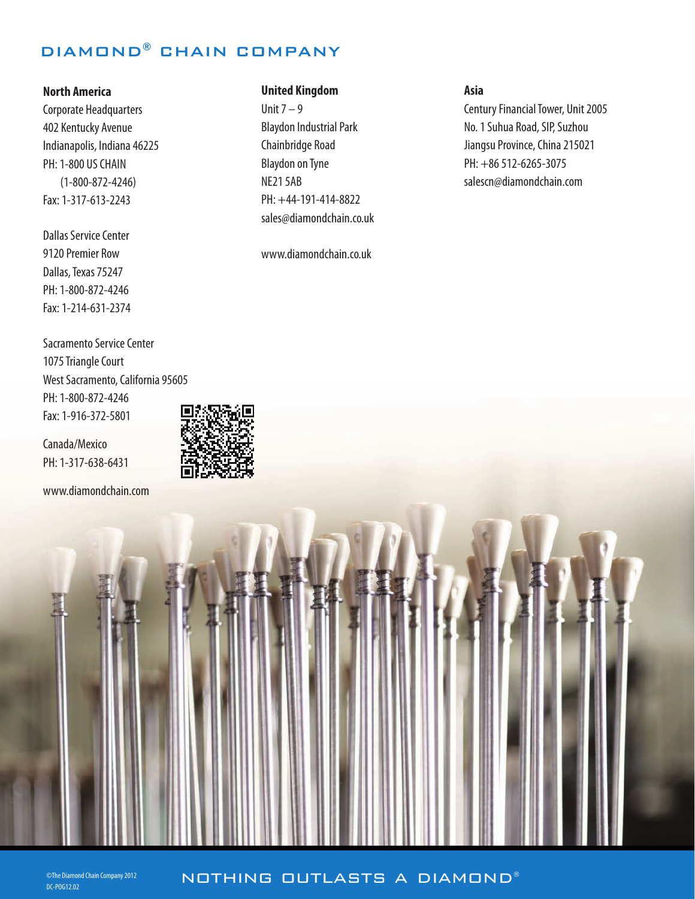# DIAMOND® CHAIN COMPANY

**North America**

Corporate Headquarters
402 Kentucky Avenue
Indianapolis, Indiana 46225
PH: 1-800 US CHAIN
(1-800-872-4246)
Fax: 1-317-613-2243

Dallas Service Center
9120 Premier Row
Dallas, Texas 75247
PH: 1-800-872-4246
Fax: 1-214-631-2374

Sacramento Service Center
1075 Triangle Court
West Sacramento, California 95605
PH: 1-800-872-4246
Fax: 1-916-372-5801

Canada/Mexico
PH: 1-317-638-6431

www.diamondchain.com

**United Kingdom**

Unit 7 – 9
Blaydon Industrial Park
Chainbridge Road
Blaydon on Tyne
NE21 5AB
PH: +44-191-414-8822
sales@diamondchain.co.uk

www.diamondchain.co.uk

**Asia**

Century Financial Tower, Unit 2005
No. 1 Suhua Road, SIP, Suzhou
Jiangsu Province, China 215021
PH: +86 512-6265-3075
salescn@diamondchain.com

©The Diamond Chain Company 2012
DC-POG12.02

NOTHING OUTLASTS A DIAMOND®